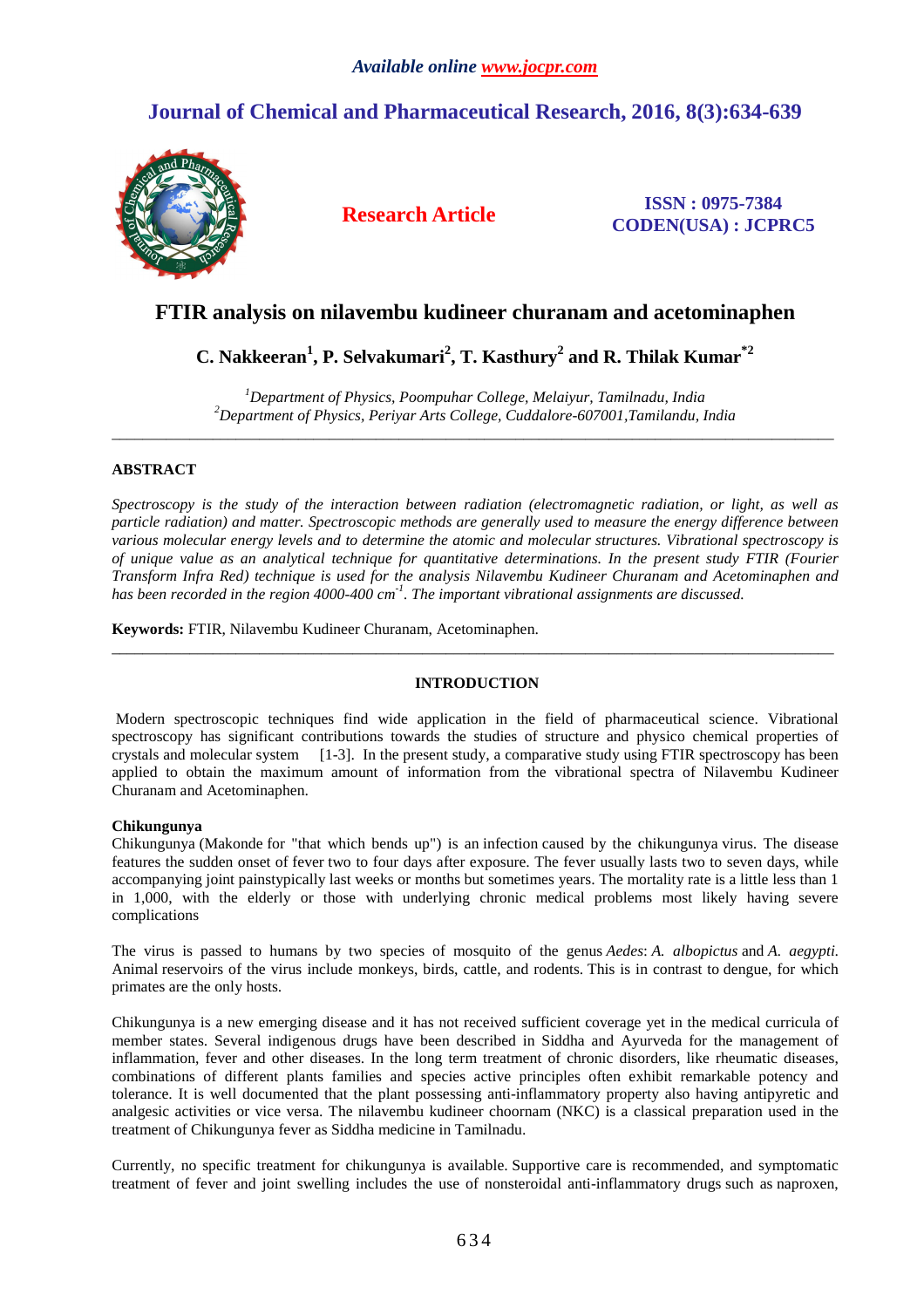# FTIR analysis on nilavembu kudineer churanam and acetominaphen

**C. Nakkeeran[1], P. Selvakumari[2], T. Kasthury[2] and R. Thilak Kumar[*2]**

[1]*Department of Physics, Poompuhar College, Melaiyur, Tamilnadu, India*
[2]*Department of Physics, Periyar Arts College, Cuddalore-607001,Tamilandu, India*

---

## ABSTRACT

*Spectroscopy is the study of the interaction between radiation (electromagnetic radiation, or light, as well as particle radiation) and matter. Spectroscopic methods are generally used to measure the energy difference between various molecular energy levels and to determine the atomic and molecular structures. Vibrational spectroscopy is of unique value as an analytical technique for quantitative determinations. In the present study FTIR (Fourier Transform Infra Red) technique is used for the analysis Nilavembu Kudineer Churanam and Acetominaphen and has been recorded in the region 4000-400 cm$^{-1}$. The important vibrational assignments are discussed.*

**Keywords:** FTIR, Nilavembu Kudineer Churanam, Acetominaphen.

---

## INTRODUCTION

Modern spectroscopic techniques find wide application in the field of pharmaceutical science. Vibrational spectroscopy has significant contributions towards the studies of structure and physico chemical properties of crystals and molecular system [1-3]. In the present study, a comparative study using FTIR spectroscopy has been applied to obtain the maximum amount of information from the vibrational spectra of Nilavembu Kudineer Churanam and Acetominaphen.

### Chikungunya

Chikungunya (Makonde for "that which bends up") is an infection caused by the chikungunya virus. The disease features the sudden onset of fever two to four days after exposure. The fever usually lasts two to seven days, while accompanying joint painstypically last weeks or months but sometimes years. The mortality rate is a little less than 1 in 1,000, with the elderly or those with underlying chronic medical problems most likely having severe complications

The virus is passed to humans by two species of mosquito of the genus *Aedes*: *A. albopictus* and *A. aegypti.* Animal reservoirs of the virus include monkeys, birds, cattle, and rodents. This is in contrast to dengue, for which primates are the only hosts.

Chikungunya is a new emerging disease and it has not received sufficient coverage yet in the medical curricula of member states. Several indigenous drugs have been described in Siddha and Ayurveda for the management of inflammation, fever and other diseases. In the long term treatment of chronic disorders, like rheumatic diseases, combinations of different plants families and species active principles often exhibit remarkable potency and tolerance. It is well documented that the plant possessing anti-inflammatory property also having antipyretic and analgesic activities or vice versa. The nilavembu kudineer choornam (NKC) is a classical preparation used in the treatment of Chikungunya fever as Siddha medicine in Tamilnadu.

Currently, no specific treatment for chikungunya is available. Supportive care is recommended, and symptomatic treatment of fever and joint swelling includes the use of nonsteroidal anti-inflammatory drugs such as naproxen,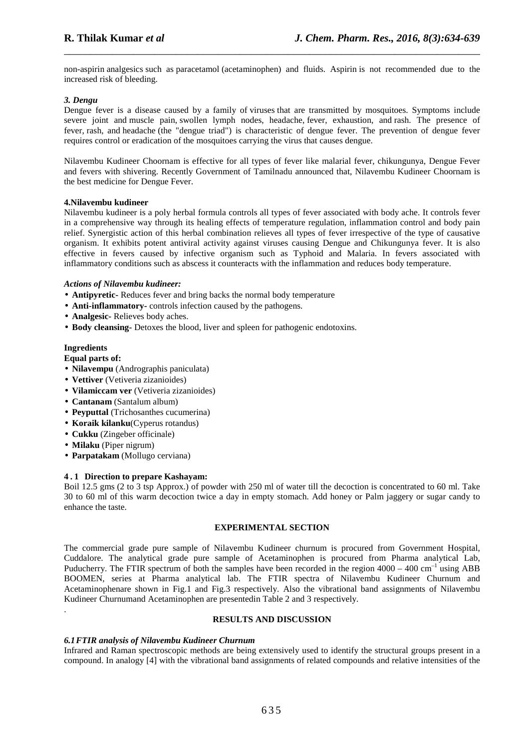non-aspirin analgesics such as paracetamol (acetaminophen) and fluids. Aspirin is not recommended due to the increased risk of bleeding.

### *3. Dengu*

Dengue fever is a disease caused by a family of viruses that are transmitted by mosquitoes. Symptoms include severe joint and muscle pain, swollen lymph nodes, headache, fever, exhaustion, and rash. The presence of fever, rash, and headache (the "dengue triad") is characteristic of dengue fever. The prevention of dengue fever requires control or eradication of the mosquitoes carrying the virus that causes dengue.

Nilavembu Kudineer Choornam is effective for all types of fever like malarial fever, chikungunya, Dengue Fever and fevers with shivering. Recently Government of Tamilnadu announced that, Nilavembu Kudineer Choornam is the best medicine for Dengue Fever.

### 4.Nilavembu kudineer

Nilavembu kudineer is a poly herbal formula controls all types of fever associated with body ache. It controls fever in a comprehensive way through its healing effects of temperature regulation, inflammation control and body pain relief. Synergistic action of this herbal combination relieves all types of fever irrespective of the type of causative organism. It exhibits potent antiviral activity against viruses causing Dengue and Chikungunya fever. It is also effective in fevers caused by infective organism such as Typhoid and Malaria. In fevers associated with inflammatory conditions such as abscess it counteracts with the inflammation and reduces body temperature.

***Actions of Nilavembu kudineer:***

- **Antipyretic-** Reduces fever and bring backs the normal body temperature
- **Anti-inflammatory-** controls infection caused by the pathogens.
- **Analgesic-** Relieves body aches.
- **Body cleansing-** Detoxes the blood, liver and spleen for pathogenic endotoxins.

**Ingredients**

**Equal parts of:**

- **Nilavempu** (Andrographis paniculata)
- **Vettiver** (Vetiveria zizanioides)
- **Vilamiccam ver** (Vetiveria zizanioides)
- **Cantanam** (Santalum album)
- **Peyputtal** (Trichosanthes cucumerina)
- **Koraik kilanku**(Cyperus rotandus)
- **Cukku** (Zingeber officinale)
- **Milaku** (Piper nigrum)
- **Parpatakam** (Mollugo cerviana)

### 4 . 1 Direction to prepare Kashayam:

Boil 12.5 gms (2 to 3 tsp Approx.) of powder with 250 ml of water till the decoction is concentrated to 60 ml. Take 30 to 60 ml of this warm decoction twice a day in empty stomach. Add honey or Palm jaggery or sugar candy to enhance the taste.

## EXPERIMENTAL SECTION

The commercial grade pure sample of Nilavembu Kudineer churnum is procured from Government Hospital, Cuddalore. The analytical grade pure sample of Acetaminophen is procured from Pharma analytical Lab, Puducherry. The FTIR spectrum of both the samples have been recorded in the region 4000 – 400 $cm^{-1}$ using ABB BOOMEN, series at Pharma analytical lab. The FTIR spectra of Nilavembu Kudineer Churnum and Acetaminophenare shown in Fig.1 and Fig.3 respectively. Also the vibrational band assignments of Nilavembu Kudineer Churnumand Acetaminophen are presentedin Table 2 and 3 respectively.

## RESULTS AND DISCUSSION

### *6.1 FTIR analysis of Nilavembu Kudineer Churnum*

Infrared and Raman spectroscopic methods are being extensively used to identify the structural groups present in a compound. In analogy [4] with the vibrational band assignments of related compounds and relative intensities of the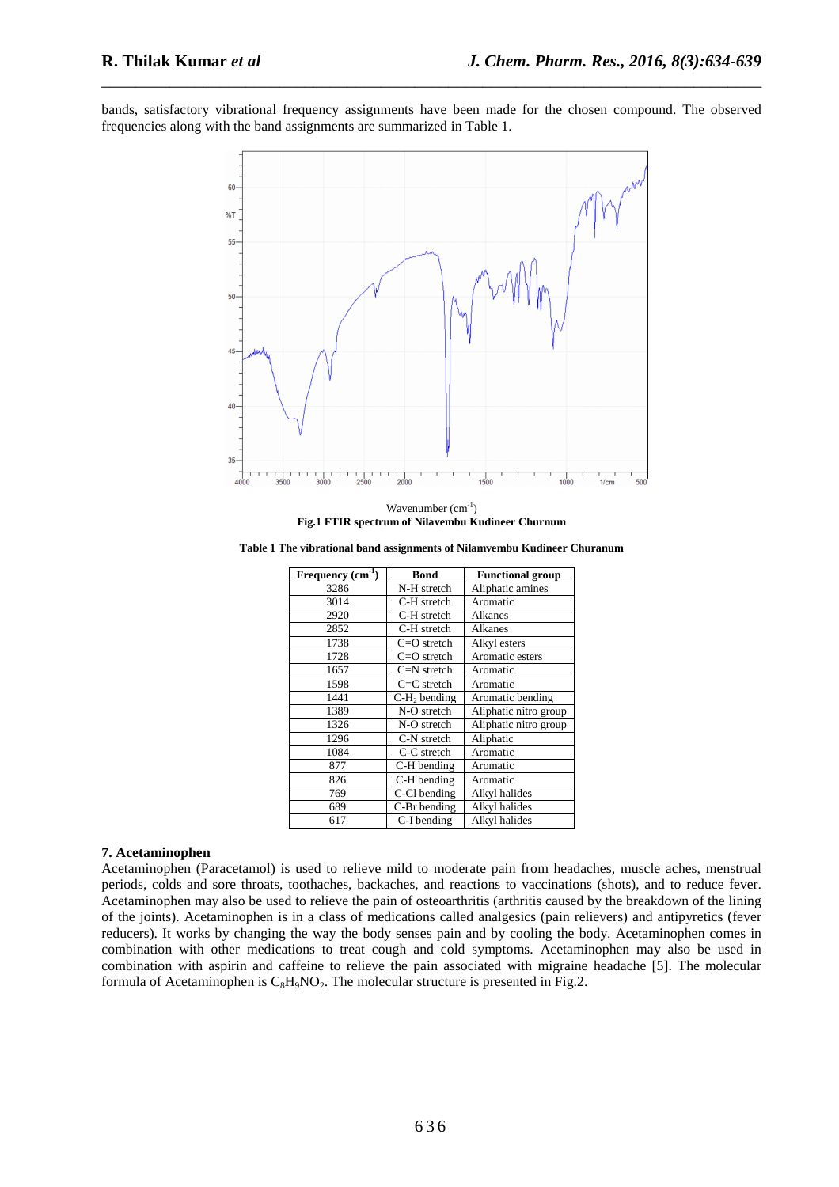bands, satisfactory vibrational frequency assignments have been made for the chosen compound. The observed frequencies along with the band assignments are summarized in Table 1.

Fig.1 FTIR spectrum of Nilavembu Kudineer Churnum

Table 1 The vibrational band assignments of Nilamvembu Kudineer Churanum

| Frequency ($cm^{-1}$) | Bond | Functional group |
|---|---|---|
| 3286 | N-H stretch | Aliphatic amines |
| 3014 | C-H stretch | Aromatic |
| 2920 | C-H stretch | Alkanes |
| 2852 | C-H stretch | Alkanes |
| 1738 | C=O stretch | Alkyl esters |
| 1728 | C=O stretch | Aromatic esters |
| 1657 | C=N stretch | Aromatic |
| 1598 | C=C stretch | Aromatic |
| 1441 | C-$H_2$ bending | Aromatic bending |
| 1389 | N-O stretch | Aliphatic nitro group |
| 1326 | N-O stretch | Aliphatic nitro group |
| 1296 | C-N stretch | Aliphatic |
| 1084 | C-C stretch | Aromatic |
| 877 | C-H bending | Aromatic |
| 826 | C-H bending | Aromatic |
| 769 | C-Cl bending | Alkyl halides |
| 689 | C-Br bending | Alkyl halides |
| 617 | C-I bending | Alkyl halides |

## 7. Acetaminophen

Acetaminophen (Paracetamol) is used to relieve mild to moderate pain from headaches, muscle aches, menstrual periods, colds and sore throats, toothaches, backaches, and reactions to vaccinations (shots), and to reduce fever. Acetaminophen may also be used to relieve the pain of osteoarthritis (arthritis caused by the breakdown of the lining of the joints). Acetaminophen is in a class of medications called analgesics (pain relievers) and antipyretics (fever reducers). It works by changing the way the body senses pain and by cooling the body. Acetaminophen comes in combination with other medications to treat cough and cold symptoms. Acetaminophen may also be used in combination with aspirin and caffeine to relieve the pain associated with migraine headache [5]. The molecular formula of Acetaminophen is $C_8H_9NO_2$. The molecular structure is presented in Fig.2.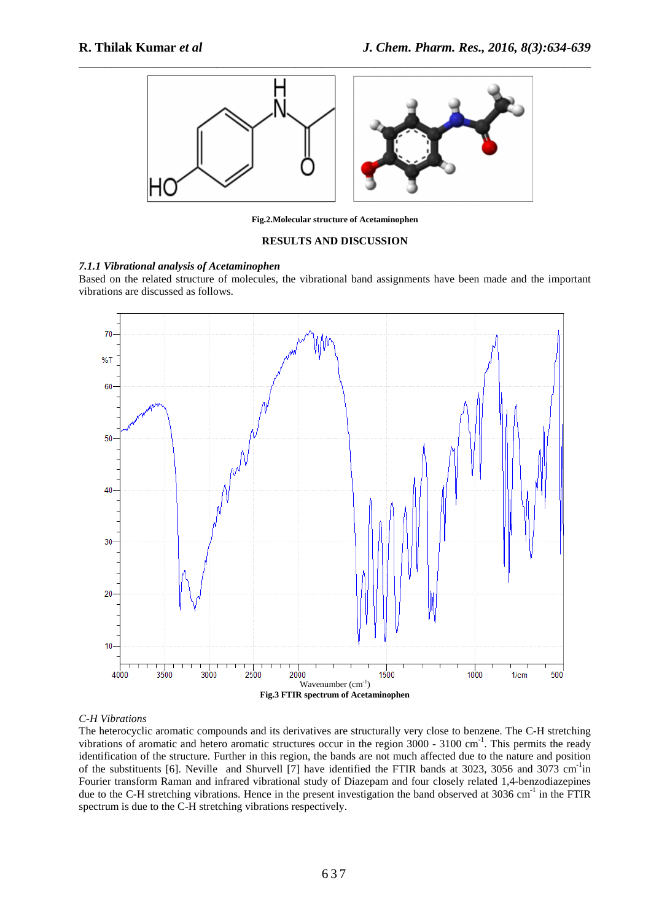Fig.2.Molecular structure of Acetaminophen

## RESULTS AND DISCUSSION

### *7.1.1 Vibrational analysis of Acetaminophen*

Based on the related structure of molecules, the vibrational band assignments have been made and the important vibrations are discussed as follows.

Fig.3 FTIR spectrum of Acetaminophen

*C-H Vibrations*

The heterocyclic aromatic compounds and its derivatives are structurally very close to benzene. The C-H stretching vibrations of aromatic and hetero aromatic structures occur in the region 3000 - 3100 $cm^{-1}$. This permits the ready identification of the structure. Further in this region, the bands are not much affected due to the nature and position of the substituents [6]. Neville and Shurvell [7] have identified the FTIR bands at 3023, 3056 and 3073 $cm^{-1}$in Fourier transform Raman and infrared vibrational study of Diazepam and four closely related 1,4-benzodiazepines due to the C-H stretching vibrations. Hence in the present investigation the band observed at 3036 $cm^{-1}$ in the FTIR spectrum is due to the C-H stretching vibrations respectively.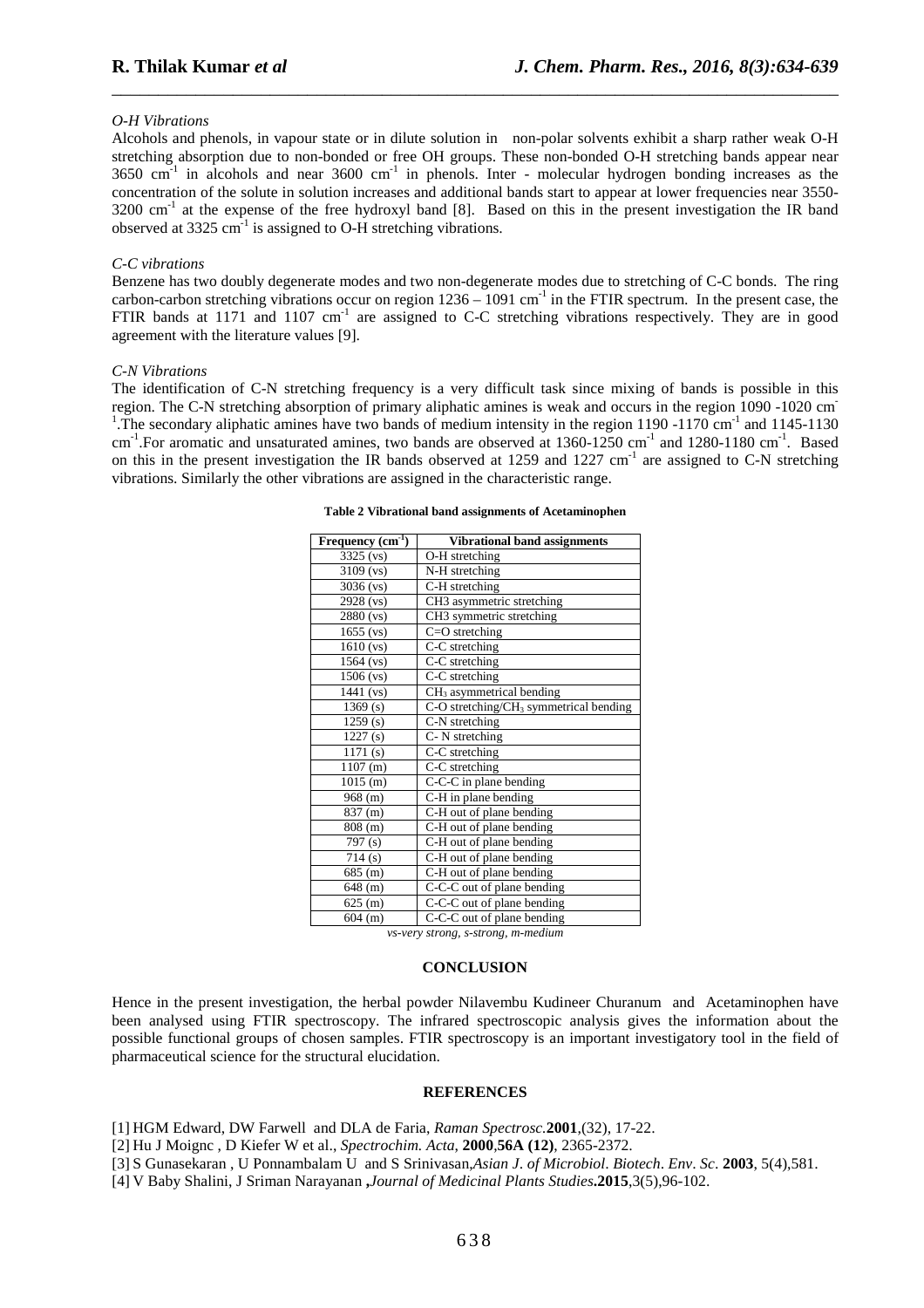*O-H Vibrations*

Alcohols and phenols, in vapour state or in dilute solution in non-polar solvents exhibit a sharp rather weak O-H stretching absorption due to non-bonded or free OH groups. These non-bonded O-H stretching bands appear near 3650 $cm^{-1}$ in alcohols and near 3600 $cm^{-1}$ in phenols. Inter - molecular hydrogen bonding increases as the concentration of the solute in solution increases and additional bands start to appear at lower frequencies near 3550-3200 $cm^{-1}$ at the expense of the free hydroxyl band [8]. Based on this in the present investigation the IR band observed at 3325 $cm^{-1}$ is assigned to O-H stretching vibrations.

*C-C vibrations*

Benzene has two doubly degenerate modes and two non-degenerate modes due to stretching of C-C bonds. The ring carbon-carbon stretching vibrations occur on region 1236 – 1091 $cm^{-1}$ in the FTIR spectrum. In the present case, the FTIR bands at 1171 and 1107 $cm^{-1}$ are assigned to C-C stretching vibrations respectively. They are in good agreement with the literature values [9].

*C-N Vibrations*

The identification of C-N stretching frequency is a very difficult task since mixing of bands is possible in this region. The C-N stretching absorption of primary aliphatic amines is weak and occurs in the region 1090 -1020 $cm^{-1}$.The secondary aliphatic amines have two bands of medium intensity in the region 1190 -1170 $cm^{-1}$ and 1145-1130 $cm^{-1}$.For aromatic and unsaturated amines, two bands are observed at 1360-1250 $cm^{-1}$ and 1280-1180 $cm^{-1}$. Based on this in the present investigation the IR bands observed at 1259 and 1227 $cm^{-1}$ are assigned to C-N stretching vibrations. Similarly the other vibrations are assigned in the characteristic range.

**Table 2 Vibrational band assignments of Acetaminophen**

| Frequency ($cm^{-1}$) | Vibrational band assignments |
|---|---|
| 3325 (vs) | O-H stretching |
| 3109 (vs) | N-H stretching |
| 3036 (vs) | C-H stretching |
| 2928 (vs) | CH3 asymmetric stretching |
| 2880 (vs) | CH3 symmetric stretching |
| 1655 (vs) | C=O stretching |
| 1610 (vs) | C-C stretching |
| 1564 (vs) | C-C stretching |
| 1506 (vs) | C-C stretching |
| 1441 (vs) | $CH_3$ asymmetrical bending |
| 1369 (s) | C-O stretching/$CH_3$ symmetrical bending |
| 1259 (s) | C-N stretching |
| 1227 (s) | C- N stretching |
| 1171 (s) | C-C stretching |
| 1107 (m) | C-C stretching |
| 1015 (m) | C-C-C in plane bending |
| 968 (m) | C-H in plane bending |
| 837 (m) | C-H out of plane bending |
| 808 (m) | C-H out of plane bending |
| 797 (s) | C-H out of plane bending |
| 714 (s) | C-H out of plane bending |
| 685 (m) | C-H out of plane bending |
| 648 (m) | C-C-C out of plane bending |
| 625 (m) | C-C-C out of plane bending |
| 604 (m) | C-C-C out of plane bending |

*vs-very strong, s-strong, m-medium*

## CONCLUSION

Hence in the present investigation, the herbal powder Nilavembu Kudineer Churanum and Acetaminophen have been analysed using FTIR spectroscopy. The infrared spectroscopic analysis gives the information about the possible functional groups of chosen samples. FTIR spectroscopy is an important investigatory tool in the field of pharmaceutical science for the structural elucidation.

## REFERENCES

[1] HGM Edward, DW Farwell and DLA de Faria, *Raman Spectrosc.* **2001**,(32), 17-22.

[2] Hu J Moignc , D Kiefer W et al., *Spectrochim. Acta,* **2000**,**56A (12)**, 2365-2372.

[3] S Gunasekaran , U Ponnambalam U and S Srinivasan,*Asian J. of Microbiol. Biotech. Env. Sc*. **2003**, 5(4),581.

[4] V Baby Shalini, J Sriman Narayanan **,***Journal of Medicinal Plants Studies***.2015**,3(5),96-102.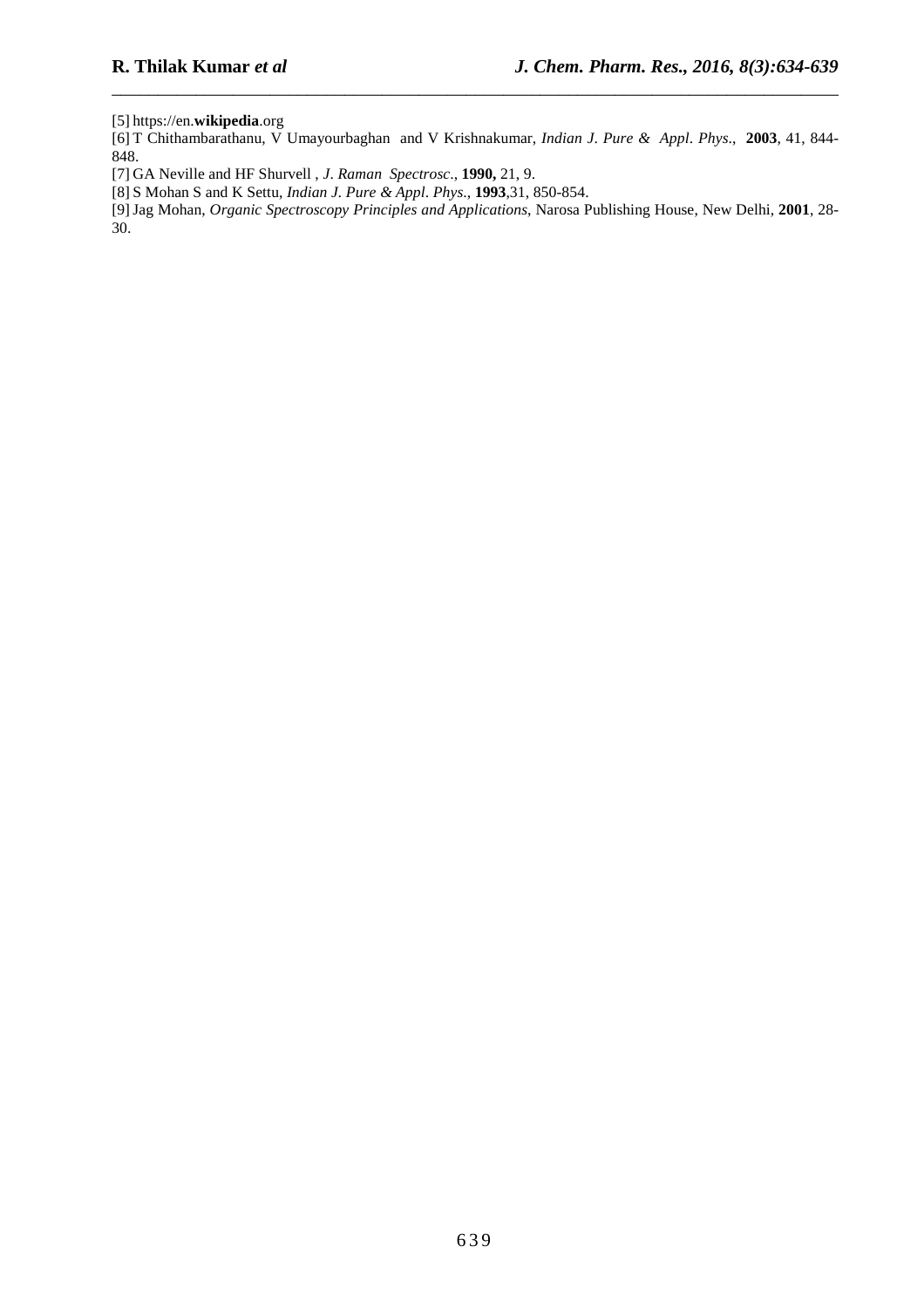[5] https://en.**wikipedia**.org

[6] T Chithambarathanu, V Umayourbaghan and V Krishnakumar, *Indian J. Pure & Appl. Phys*., **2003**, 41, 844-848.

[7] GA Neville and HF Shurvell , *J. Raman Spectrosc*., **1990,** 21, 9.

[8] S Mohan S and K Settu, *Indian J. Pure & Appl. Phys*., **1993**,31, 850-854.

[9] Jag Mohan, *Organic Spectroscopy Principles and Applications*, Narosa Publishing House, New Delhi, **2001**, 28-30.